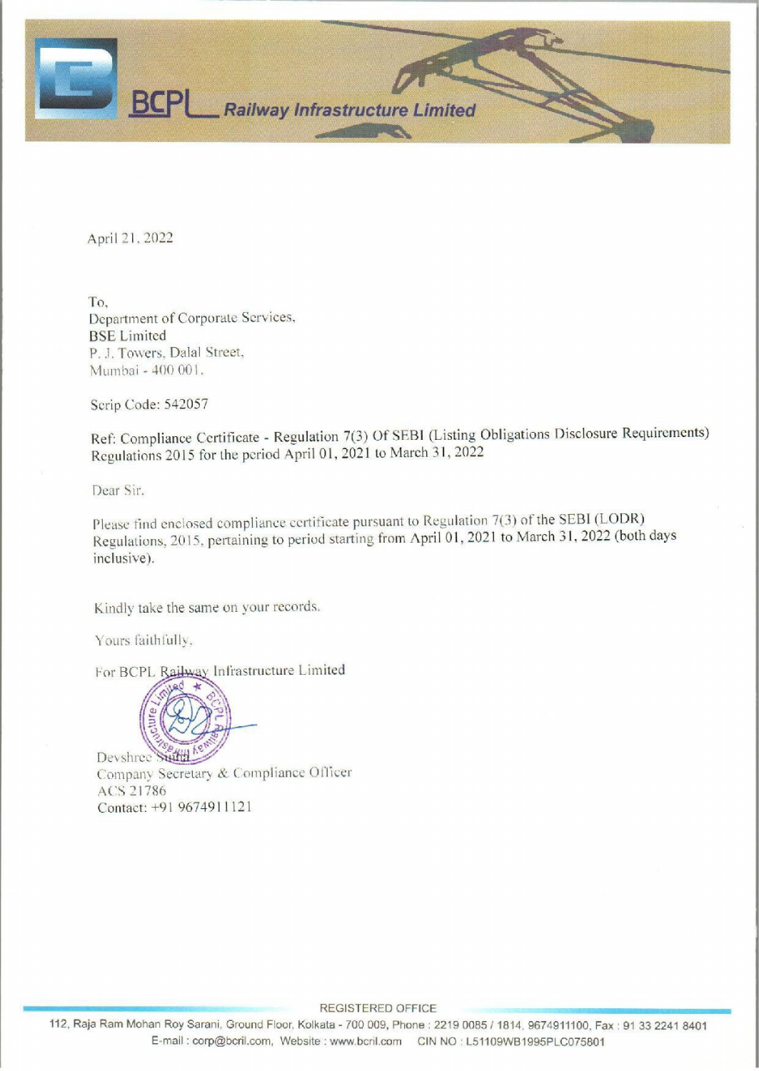# BCPL Railway Infrastructure Limited

April 21, 2022

To,  
Department of Corporate Services,  
**BSE Limited**  
P. J. Towers, Dalal Street,  
Mumbai - 400 001.

Scrip Code: 542057

Ref: Compliance Certificate - Regulation 7(3) Of SEBI (Listing Obligations Disclosure Requirements) Regulations 2015 for the period April 01, 2021 to March 31, 2022

Dear Sir,

Please find enclosed compliance certificate pursuant to Regulation 7(3) of the SEBI (LODR) Regulations, 2015, pertaining to period starting from April 01, 2021 to March 31, 2022 (both days inclusive).

Kindly take the same on your records.

Yours faithfully,

For BCPL Railway Infrastructure Limited

Devshree Sinha  
Company Secretary & Compliance Officer  
ACS 21786  
Contact: +91 9674911121

REGISTERED OFFICE  
112, Raja Ram Mohan Roy Sarani, Ground Floor, Kolkata - 700 009, Phone : 2219 0085 / 1814, 9674911100, Fax : 91 33 2241 8401  
E-mail : corp@bcril.com, Website : www.bcril.com CIN NO : L51109WB1995PLC075801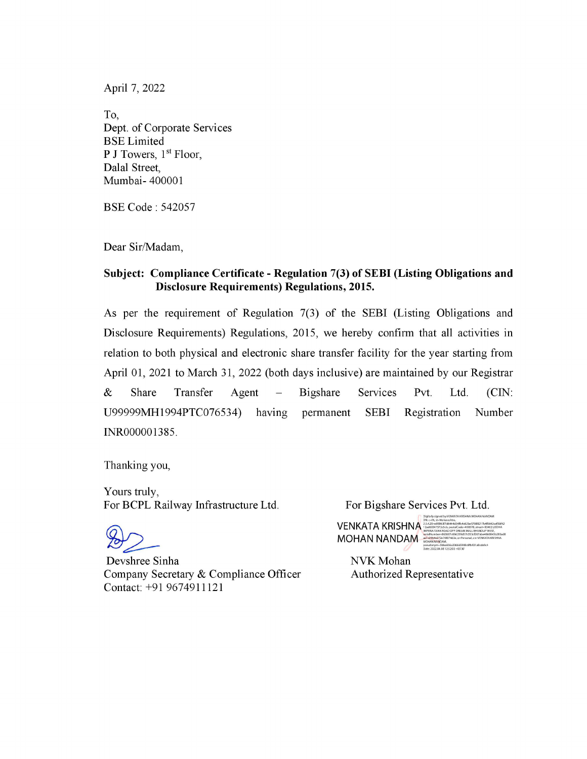April 7, 2022

To,
Dept. of Corporate Services
BSE Limited
P J Towers, 1st Floor,
Dalal Street,
Mumbai- 400001

BSE Code : 542057

Dear Sir/Madam,

**Subject: Compliance Certificate - Regulation 7(3) of SEBI (Listing Obligations and Disclosure Requirements) Regulations, 2015.**

As per the requirement of Regulation 7(3) of the SEBI (Listing Obligations and Disclosure Requirements) Regulations, 2015, we hereby confirm that all activities in relation to both physical and electronic share transfer facility for the year starting from April 01, 2021 to March 31, 2022 (both days inclusive) are maintained by our Registrar & Share Transfer Agent – Bigshare Services Pvt. Ltd. (CIN: U99999MH1994PTC076534) having permanent SEBI Registration Number INR000001385.

Thanking you,

Yours truly,
For BCPL Railway Infrastructure Ltd.

Devshree Sinha
Company Secretary & Compliance Officer
Contact: +91 9674911121

For Bigshare Services Pvt. Ltd.

VENKATA KRISHNA MOHAN NANDAM

NVK Mohan
Authorized Representative